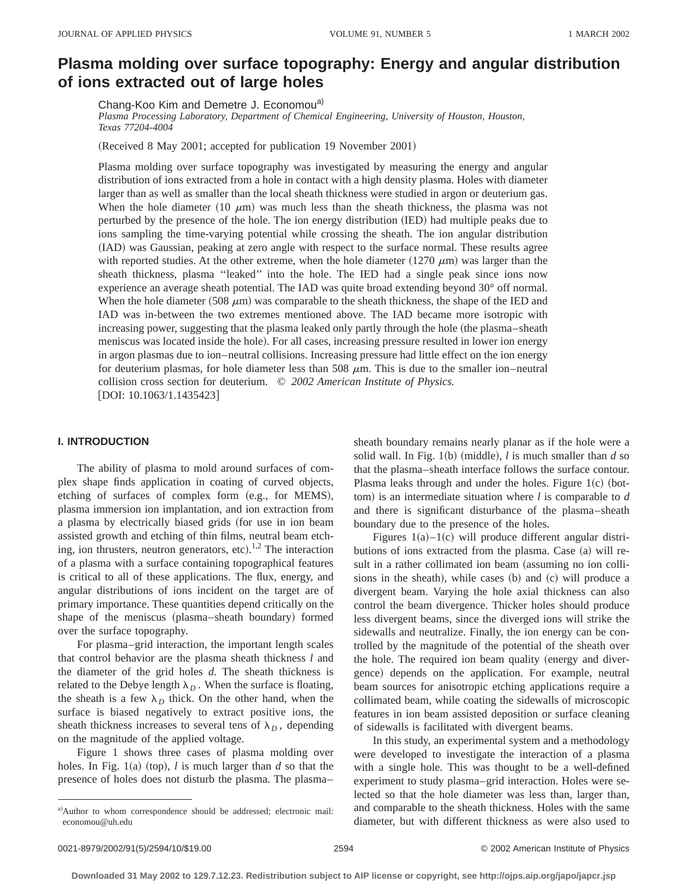# Plasma molding over surface topography: Energy and angular distribution of ions extracted out of large holes

Chang-Koo Kim and Demetre J. Economou[a]

*Plasma Processing Laboratory, Department of Chemical Engineering, University of Houston, Houston, Texas 77204-4004*

(Received 8 May 2001; accepted for publication 19 November 2001)

Plasma molding over surface topography was investigated by measuring the energy and angular distribution of ions extracted from a hole in contact with a high density plasma. Holes with diameter larger than as well as smaller than the local sheath thickness were studied in argon or deuterium gas. When the hole diameter (10 $\mu$m) was much less than the sheath thickness, the plasma was not perturbed by the presence of the hole. The ion energy distribution (IED) had multiple peaks due to ions sampling the time-varying potential while crossing the sheath. The ion angular distribution (IAD) was Gaussian, peaking at zero angle with respect to the surface normal. These results agree with reported studies. At the other extreme, when the hole diameter (1270 $\mu$m) was larger than the sheath thickness, plasma "leaked" into the hole. The IED had a single peak since ions now experience an average sheath potential. The IAD was quite broad extending beyond 30° off normal. When the hole diameter (508 $\mu$m) was comparable to the sheath thickness, the shape of the IED and IAD was in-between the two extremes mentioned above. The IAD became more isotropic with increasing power, suggesting that the plasma leaked only partly through the hole (the plasma–sheath meniscus was located inside the hole). For all cases, increasing pressure resulted in lower ion energy in argon plasmas due to ion–neutral collisions. Increasing pressure had little effect on the ion energy for deuterium plasmas, for hole diameter less than 508 $\mu$m. This is due to the smaller ion–neutral collision cross section for deuterium. © *2002 American Institute of Physics.* [DOI: 10.1063/1.1435423]

## I. INTRODUCTION

The ability of plasma to mold around surfaces of complex shape finds application in coating of curved objects, etching of surfaces of complex form (e.g., for MEMS), plasma immersion ion implantation, and ion extraction from a plasma by electrically biased grids (for use in ion beam assisted growth and etching of thin films, neutral beam etching, ion thrusters, neutron generators, etc).[1,2] The interaction of a plasma with a surface containing topographical features is critical to all of these applications. The flux, energy, and angular distributions of ions incident on the target are of primary importance. These quantities depend critically on the shape of the meniscus (plasma–sheath boundary) formed over the surface topography.

For plasma–grid interaction, the important length scales that control behavior are the plasma sheath thickness $l$ and the diameter of the grid holes $d$. The sheath thickness is related to the Debye length $\lambda_D$. When the surface is floating, the sheath is a few $\lambda_D$ thick. On the other hand, when the surface is biased negatively to extract positive ions, the sheath thickness increases to several tens of $\lambda_D$, depending on the magnitude of the applied voltage.

Figure 1 shows three cases of plasma molding over holes. In Fig. 1(a) (top), $l$ is much larger than $d$ so that the presence of holes does not disturb the plasma. The plasma–sheath boundary remains nearly planar as if the hole were a solid wall. In Fig. 1(b) (middle), $l$ is much smaller than $d$ so that the plasma–sheath interface follows the surface contour. Plasma leaks through and under the holes. Figure 1(c) (bottom) is an intermediate situation where $l$ is comparable to $d$ and there is significant disturbance of the plasma–sheath boundary due to the presence of the holes.

Figures 1(a)–1(c) will produce different angular distributions of ions extracted from the plasma. Case (a) will result in a rather collimated ion beam (assuming no ion collisions in the sheath), while cases (b) and (c) will produce a divergent beam. Varying the hole axial thickness can also control the beam divergence. Thicker holes should produce less divergent beams, since the diverged ions will strike the sidewalls and neutralize. Finally, the ion energy can be controlled by the magnitude of the potential of the sheath over the hole. The required ion beam quality (energy and divergence) depends on the application. For example, neutral beam sources for anisotropic etching applications require a collimated beam, while coating the sidewalls of microscopic features in ion beam assisted deposition or surface cleaning of sidewalls is facilitated with divergent beams.

In this study, an experimental system and a methodology were developed to investigate the interaction of a plasma with a single hole. This was thought to be a well-defined experiment to study plasma–grid interaction. Holes were selected so that the hole diameter was less than, larger than, and comparable to the sheath thickness. Holes with the same diameter, but with different thickness as were also used to

[a]Author to whom correspondence should be addressed; electronic mail: economou@uh.edu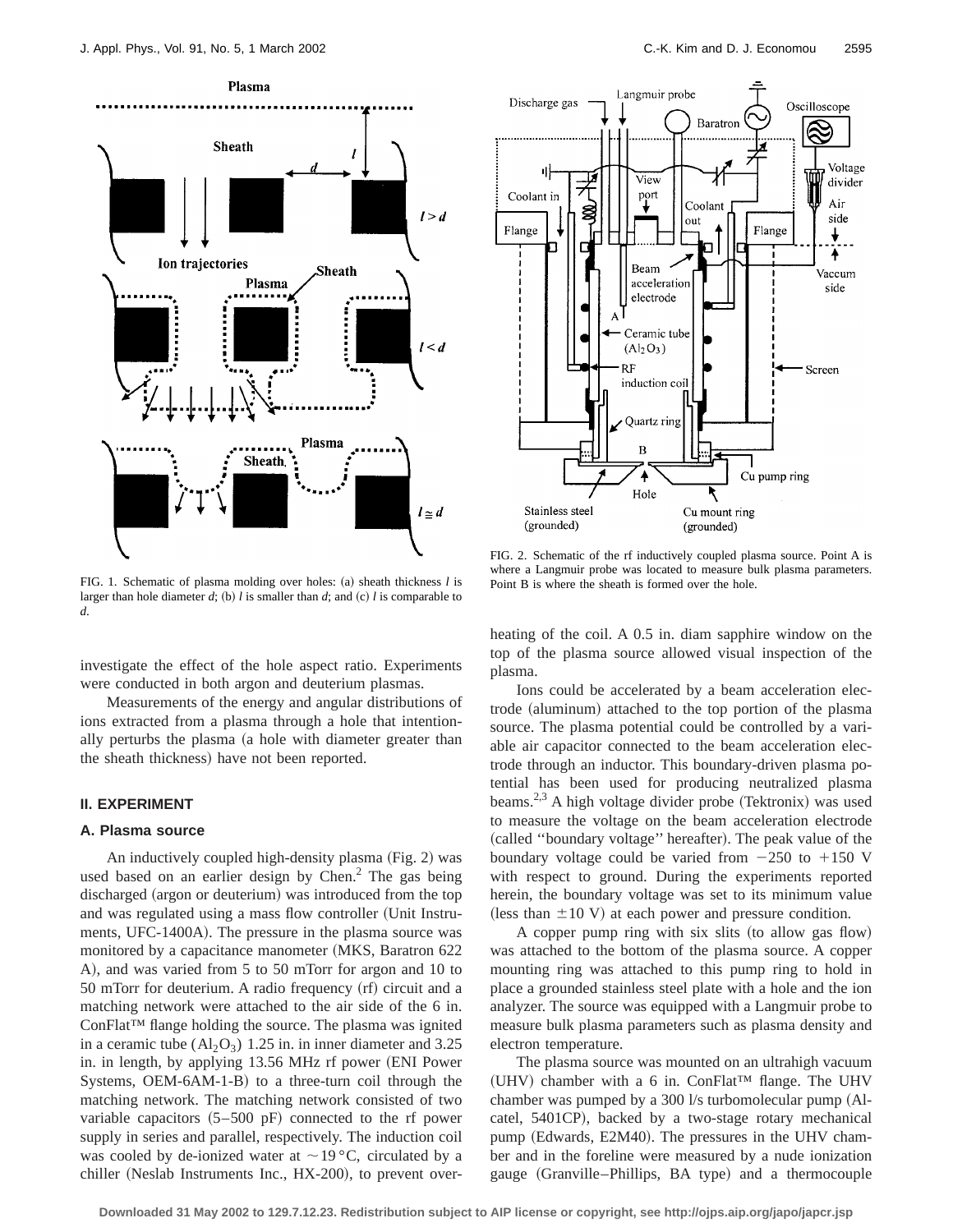FIG. 1. Schematic of plasma molding over holes: (a) sheath thickness $l$ is larger than hole diameter $d$; (b) $l$ is smaller than $d$; and (c) $l$ is comparable to $d$.

FIG. 2. Schematic of the rf inductively coupled plasma source. Point A is where a Langmuir probe was located to measure bulk plasma parameters. Point B is where the sheath is formed over the hole.

investigate the effect of the hole aspect ratio. Experiments were conducted in both argon and deuterium plasmas.

Measurements of the energy and angular distributions of ions extracted from a plasma through a hole that intentionally perturbs the plasma (a hole with diameter greater than the sheath thickness) have not been reported.

## II. EXPERIMENT

### A. Plasma source

An inductively coupled high-density plasma (Fig. 2) was used based on an earlier design by Chen.[2] The gas being discharged (argon or deuterium) was introduced from the top and was regulated using a mass flow controller (Unit Instruments, UFC-1400A). The pressure in the plasma source was monitored by a capacitance manometer (MKS, Baratron 622 A), and was varied from 5 to 50 mTorr for argon and 10 to 50 mTorr for deuterium. A radio frequency (rf) circuit and a matching network were attached to the air side of the 6 in. ConFlat™ flange holding the source. The plasma was ignited in a ceramic tube ($Al_2O_3$) 1.25 in. in inner diameter and 3.25 in. in length, by applying 13.56 MHz rf power (ENI Power Systems, OEM-6AM-1-B) to a three-turn coil through the matching network. The matching network consisted of two variable capacitors (5–500 pF) connected to the rf power supply in series and parallel, respectively. The induction coil was cooled by de-ionized water at $\sim 19\,°C$, circulated by a chiller (Neslab Instruments Inc., HX-200), to prevent overheating of the coil. A 0.5 in. diam sapphire window on the top of the plasma source allowed visual inspection of the plasma.

Ions could be accelerated by a beam acceleration electrode (aluminum) attached to the top portion of the plasma source. The plasma potential could be controlled by a variable air capacitor connected to the beam acceleration electrode through an inductor. This boundary-driven plasma potential has been used for producing neutralized plasma beams.[2,3] A high voltage divider probe (Tektronix) was used to measure the voltage on the beam acceleration electrode (called ''boundary voltage'' hereafter). The peak value of the boundary voltage could be varied from $-250$ to $+150$ V with respect to ground. During the experiments reported herein, the boundary voltage was set to its minimum value (less than $\pm 10$ V) at each power and pressure condition.

A copper pump ring with six slits (to allow gas flow) was attached to the bottom of the plasma source. A copper mounting ring was attached to this pump ring to hold in place a grounded stainless steel plate with a hole and the ion analyzer. The source was equipped with a Langmuir probe to measure bulk plasma parameters such as plasma density and electron temperature.

The plasma source was mounted on an ultrahigh vacuum (UHV) chamber with a 6 in. ConFlat™ flange. The UHV chamber was pumped by a 300 l/s turbomolecular pump (Alcatel, 5401CP), backed by a two-stage rotary mechanical pump (Edwards, E2M40). The pressures in the UHV chamber and in the foreline were measured by a nude ionization gauge (Granville–Phillips, BA type) and a thermocouple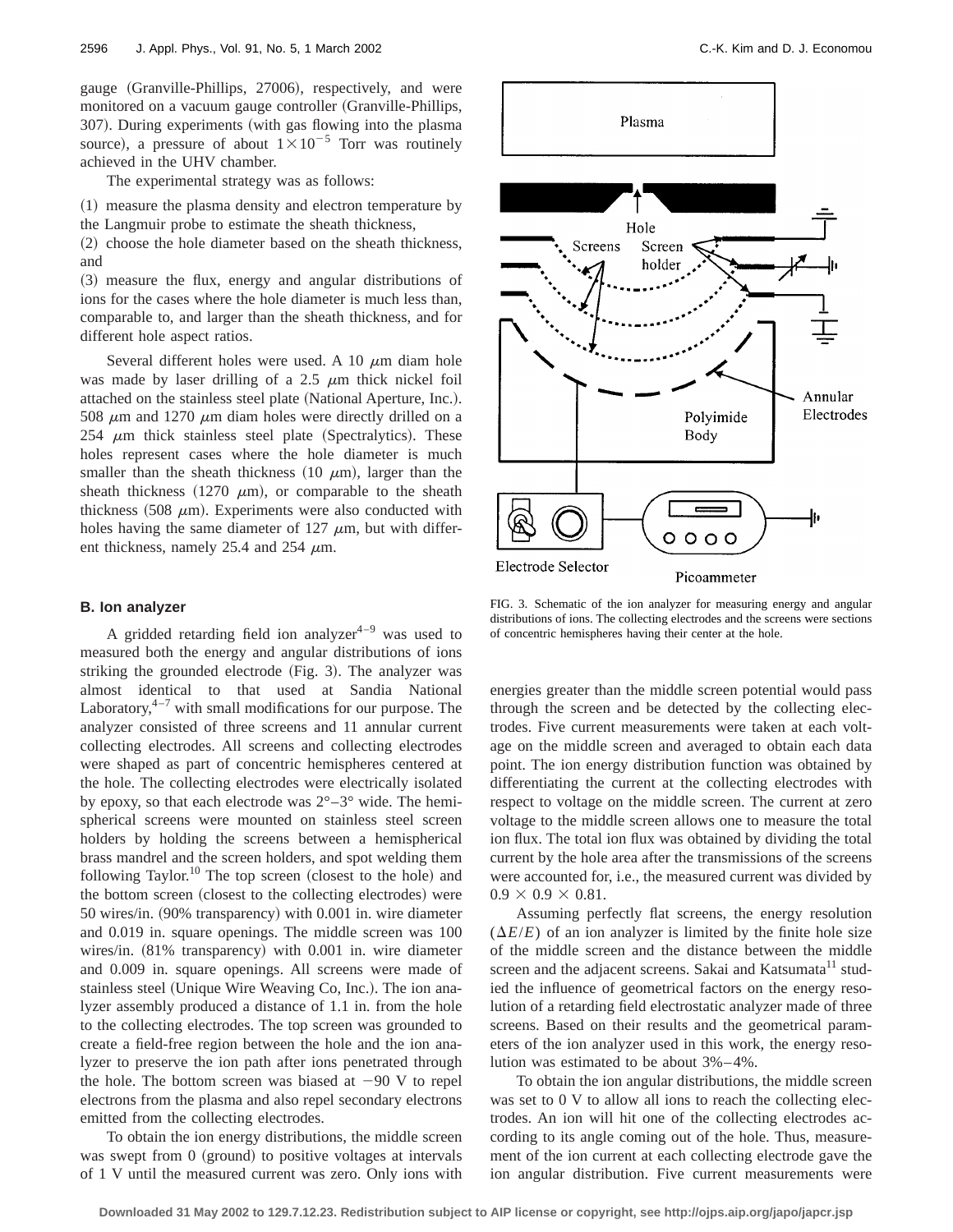gauge (Granville-Phillips, 27006), respectively, and were monitored on a vacuum gauge controller (Granville-Phillips, 307). During experiments (with gas flowing into the plasma source), a pressure of about $1\times10^{-5}$ Torr was routinely achieved in the UHV chamber.

The experimental strategy was as follows:

(1) measure the plasma density and electron temperature by the Langmuir probe to estimate the sheath thickness,
(2) choose the hole diameter based on the sheath thickness, and
(3) measure the flux, energy and angular distributions of ions for the cases where the hole diameter is much less than, comparable to, and larger than the sheath thickness, and for different hole aspect ratios.

Several different holes were used. A 10 $\mu$m diam hole was made by laser drilling of a 2.5 $\mu$m thick nickel foil attached on the stainless steel plate (National Aperture, Inc.). 508 $\mu$m and 1270 $\mu$m diam holes were directly drilled on a 254 $\mu$m thick stainless steel plate (Spectralytics). These holes represent cases where the hole diameter is much smaller than the sheath thickness (10 $\mu$m), larger than the sheath thickness (1270 $\mu$m), or comparable to the sheath thickness (508 $\mu$m). Experiments were also conducted with holes having the same diameter of 127 $\mu$m, but with different thickness, namely 25.4 and 254 $\mu$m.

### B. Ion analyzer

A gridded retarding field ion analyzer[4–9] was used to measured both the energy and angular distributions of ions striking the grounded electrode (Fig. 3). The analyzer was almost identical to that used at Sandia National Laboratory,[4–7] with small modifications for our purpose. The analyzer consisted of three screens and 11 annular current collecting electrodes. All screens and collecting electrodes were shaped as part of concentric hemispheres centered at the hole. The collecting electrodes were electrically isolated by epoxy, so that each electrode was 2°–3° wide. The hemispherical screens were mounted on stainless steel screen holders by holding the screens between a hemispherical brass mandrel and the screen holders, and spot welding them following Taylor.[10] The top screen (closest to the hole) and the bottom screen (closest to the collecting electrodes) were 50 wires/in. (90% transparency) with 0.001 in. wire diameter and 0.019 in. square openings. The middle screen was 100 wires/in. (81% transparency) with 0.001 in. wire diameter and 0.009 in. square openings. All screens were made of stainless steel (Unique Wire Weaving Co, Inc.). The ion analyzer assembly produced a distance of 1.1 in. from the hole to the collecting electrodes. The top screen was grounded to create a field-free region between the hole and the ion analyzer to preserve the ion path after ions penetrated through the hole. The bottom screen was biased at −90 V to repel electrons from the plasma and also repel secondary electrons emitted from the collecting electrodes.

To obtain the ion energy distributions, the middle screen was swept from 0 (ground) to positive voltages at intervals of 1 V until the measured current was zero. Only ions with energies greater than the middle screen potential would pass through the screen and be detected by the collecting electrodes. Five current measurements were taken at each voltage on the middle screen and averaged to obtain each data point. The ion energy distribution function was obtained by differentiating the current at the collecting electrodes with respect to voltage on the middle screen. The current at zero voltage to the middle screen allows one to measure the total ion flux. The total ion flux was obtained by dividing the total current by the hole area after the transmissions of the screens were accounted for, i.e., the measured current was divided by $0.9\times0.9\times0.81$.

Assuming perfectly flat screens, the energy resolution ($\Delta E/E$) of an ion analyzer is limited by the finite hole size of the middle screen and the distance between the middle screen and the adjacent screens. Sakai and Katsumata[11] studied the influence of geometrical factors on the energy resolution of a retarding field electrostatic analyzer made of three screens. Based on their results and the geometrical parameters of the ion analyzer used in this work, the energy resolution was estimated to be about 3%–4%.

To obtain the ion angular distributions, the middle screen was set to 0 V to allow all ions to reach the collecting electrodes. An ion will hit one of the collecting electrodes according to its angle coming out of the hole. Thus, measurement of the ion current at each collecting electrode gave the ion angular distribution. Five current measurements were

FIG. 3. Schematic of the ion analyzer for measuring energy and angular distributions of ions. The collecting electrodes and the screens were sections of concentric hemispheres having their center at the hole.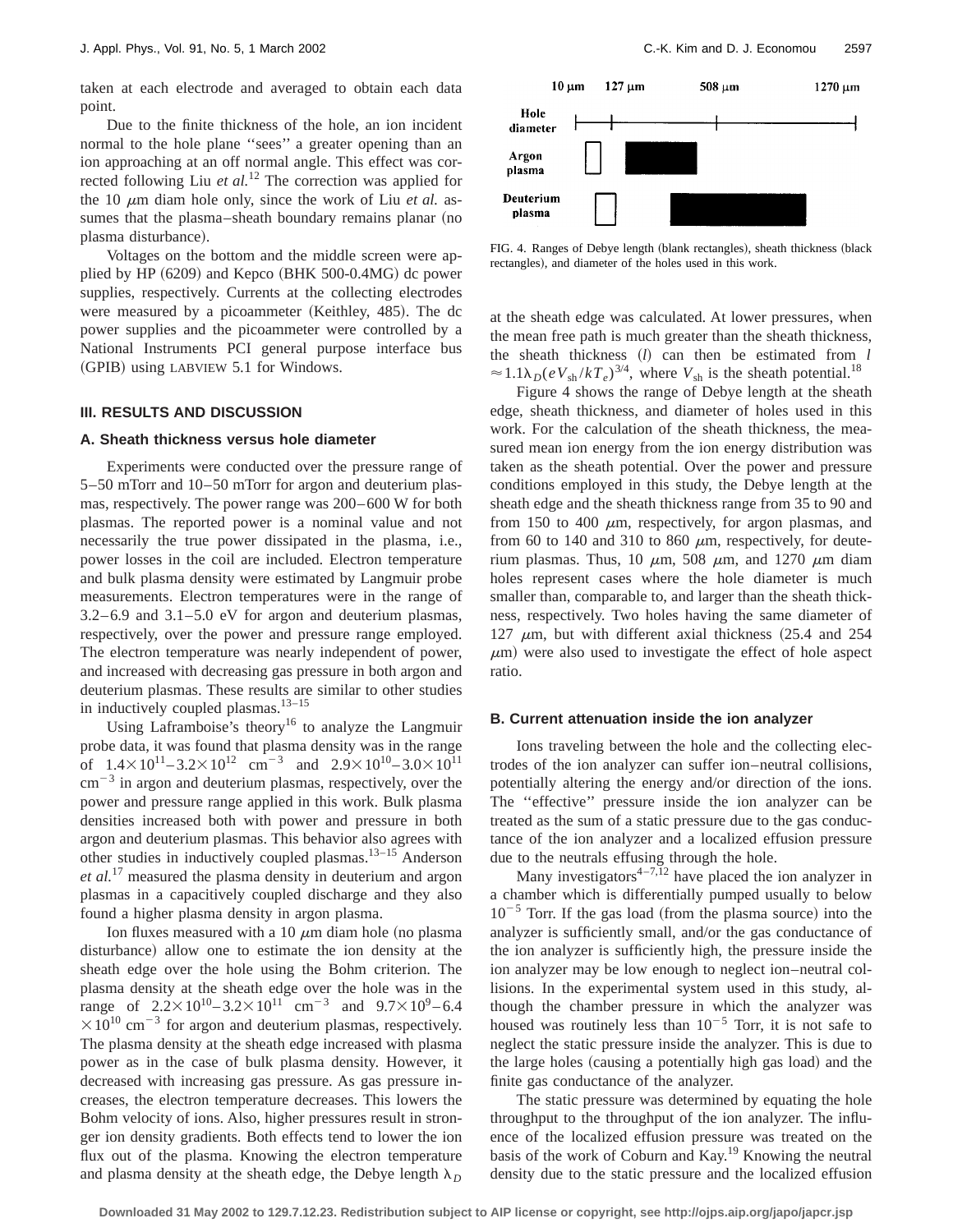taken at each electrode and averaged to obtain each data point.

Due to the finite thickness of the hole, an ion incident normal to the hole plane ''sees'' a greater opening than an ion approaching at an off normal angle. This effect was corrected following Liu *et al.*[12] The correction was applied for the 10 $\mu$m diam hole only, since the work of Liu *et al.* assumes that the plasma–sheath boundary remains planar (no plasma disturbance).

Voltages on the bottom and the middle screen were applied by HP (6209) and Kepco (BHK 500-0.4MG) dc power supplies, respectively. Currents at the collecting electrodes were measured by a picoammeter (Keithley, 485). The dc power supplies and the picoammeter were controlled by a National Instruments PCI general purpose interface bus (GPIB) using LABVIEW 5.1 for Windows.

## III. RESULTS AND DISCUSSION

### A. Sheath thickness versus hole diameter

Experiments were conducted over the pressure range of 5–50 mTorr and 10–50 mTorr for argon and deuterium plasmas, respectively. The power range was 200–600 W for both plasmas. The reported power is a nominal value and not necessarily the true power dissipated in the plasma, i.e., power losses in the coil are included. Electron temperature and bulk plasma density were estimated by Langmuir probe measurements. Electron temperatures were in the range of 3.2–6.9 and 3.1–5.0 eV for argon and deuterium plasmas, respectively, over the power and pressure range employed. The electron temperature was nearly independent of power, and increased with decreasing gas pressure in both argon and deuterium plasmas. These results are similar to other studies in inductively coupled plasmas.[13–15]

Using Laframboise's theory[16] to analyze the Langmuir probe data, it was found that plasma density was in the range of $1.4\times10^{11}$–$3.2\times10^{12}$ cm$^{-3}$ and $2.9\times10^{10}$–$3.0\times10^{11}$ cm$^{-3}$ in argon and deuterium plasmas, respectively, over the power and pressure range applied in this work. Bulk plasma densities increased both with power and pressure in both argon and deuterium plasmas. This behavior also agrees with other studies in inductively coupled plasmas.[13–15] Anderson *et al.*[17] measured the plasma density in deuterium and argon plasmas in a capacitively coupled discharge and they also found a higher plasma density in argon plasma.

Ion fluxes measured with a 10 $\mu$m diam hole (no plasma disturbance) allow one to estimate the ion density at the sheath edge over the hole using the Bohm criterion. The plasma density at the sheath edge over the hole was in the range of $2.2\times10^{10}$–$3.2\times10^{11}$ cm$^{-3}$ and $9.7\times10^{9}$–$6.4\times10^{10}$ cm$^{-3}$ for argon and deuterium plasmas, respectively. The plasma density at the sheath edge increased with plasma power as in the case of bulk plasma density. However, it decreased with increasing gas pressure. As gas pressure increases, the electron temperature decreases. This lowers the Bohm velocity of ions. Also, higher pressures result in stronger ion density gradients. Both effects tend to lower the ion flux out of the plasma. Knowing the electron temperature and plasma density at the sheath edge, the Debye length $\lambda_D$ at the sheath edge was calculated. At lower pressures, when the mean free path is much greater than the sheath thickness, the sheath thickness ($l$) can then be estimated from $l \approx 1.1\lambda_D(eV_{sh}/kT_e)^{3/4}$, where $V_{sh}$ is the sheath potential.[18]

| | 10 $\mu$m | 127 $\mu$m | 508 $\mu$m | 1270 $\mu$m |
|---|---|---|---|---|
| Hole diameter | | | | |
| Argon plasma | | | | |
| Deuterium plasma | | | | |

FIG. 4. Ranges of Debye length (blank rectangles), sheath thickness (black rectangles), and diameter of the holes used in this work.

Figure 4 shows the range of Debye length at the sheath edge, sheath thickness, and diameter of holes used in this work. For the calculation of the sheath thickness, the measured mean ion energy from the ion energy distribution was taken as the sheath potential. Over the power and pressure conditions employed in this study, the Debye length at the sheath edge and the sheath thickness range from 35 to 90 and from 150 to 400 $\mu$m, respectively, for argon plasmas, and from 60 to 140 and 310 to 860 $\mu$m, respectively, for deuterium plasmas. Thus, 10 $\mu$m, 508 $\mu$m, and 1270 $\mu$m diam holes represent cases where the hole diameter is much smaller than, comparable to, and larger than the sheath thickness, respectively. Two holes having the same diameter of 127 $\mu$m, but with different axial thickness (25.4 and 254 $\mu$m) were also used to investigate the effect of hole aspect ratio.

### B. Current attenuation inside the ion analyzer

Ions traveling between the hole and the collecting electrodes of the ion analyzer can suffer ion–neutral collisions, potentially altering the energy and/or direction of the ions. The ''effective'' pressure inside the ion analyzer can be treated as the sum of a static pressure due to the gas conductance of the ion analyzer and a localized effusion pressure due to the neutrals effusing through the hole.

Many investigators[4–7,12] have placed the ion analyzer in a chamber which is differentially pumped usually to below $10^{-5}$ Torr. If the gas load (from the plasma source) into the analyzer is sufficiently small, and/or the gas conductance of the ion analyzer is sufficiently high, the pressure inside the ion analyzer may be low enough to neglect ion–neutral collisions. In the experimental system used in this study, although the chamber pressure in which the analyzer was housed was routinely less than $10^{-5}$ Torr, it is not safe to neglect the static pressure inside the analyzer. This is due to the large holes (causing a potentially high gas load) and the finite gas conductance of the analyzer.

The static pressure was determined by equating the hole throughput to the throughput of the ion analyzer. The influence of the localized effusion pressure was treated on the basis of the work of Coburn and Kay.[19] Knowing the neutral density due to the static pressure and the localized effusion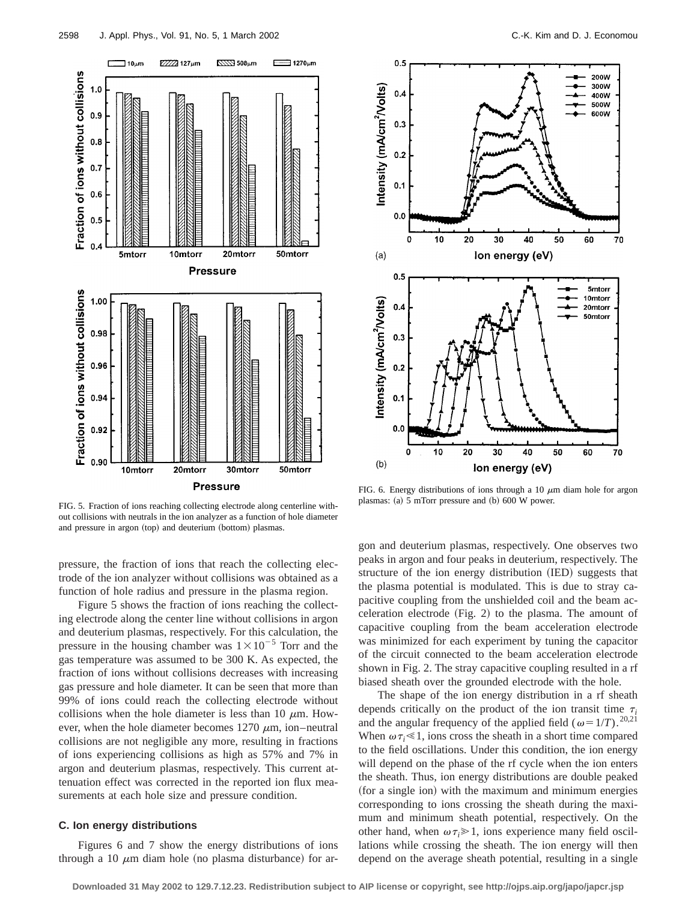FIG. 5. Fraction of ions reaching collecting electrode along centerline without collisions with neutrals in the ion analyzer as a function of hole diameter and pressure in argon (top) and deuterium (bottom) plasmas.

FIG. 6. Energy distributions of ions through a 10 $\mu$m diam hole for argon plasmas: (a) 5 mTorr pressure and (b) 600 W power.

pressure, the fraction of ions that reach the collecting electrode of the ion analyzer without collisions was obtained as a function of hole radius and pressure in the plasma region.

Figure 5 shows the fraction of ions reaching the collecting electrode along the center line without collisions in argon and deuterium plasmas, respectively. For this calculation, the pressure in the housing chamber was $1\times10^{-5}$ Torr and the gas temperature was assumed to be 300 K. As expected, the fraction of ions without collisions decreases with increasing gas pressure and hole diameter. It can be seen that more than 99% of ions could reach the collecting electrode without collisions when the hole diameter is less than 10 $\mu$m. However, when the hole diameter becomes 1270 $\mu$m, ion–neutral collisions are not negligible any more, resulting in fractions of ions experiencing collisions as high as 57% and 7% in argon and deuterium plasmas, respectively. This current attenuation effect was corrected in the reported ion flux measurements at each hole size and pressure condition.

### C. Ion energy distributions

Figures 6 and 7 show the energy distributions of ions through a 10 $\mu$m diam hole (no plasma disturbance) for argon and deuterium plasmas, respectively. One observes two peaks in argon and four peaks in deuterium, respectively. The structure of the ion energy distribution (IED) suggests that the plasma potential is modulated. This is due to stray capacitive coupling from the unshielded coil and the beam acceleration electrode (Fig. 2) to the plasma. The amount of capacitive coupling from the beam acceleration electrode was minimized for each experiment by tuning the capacitor of the circuit connected to the beam acceleration electrode shown in Fig. 2. The stray capacitive coupling resulted in a rf biased sheath over the grounded electrode with the hole.

The shape of the ion energy distribution in a rf sheath depends critically on the product of the ion transit time $\tau_i$ and the angular frequency of the applied field ($\omega=1/T$).[20,21] When $\omega\tau_i\ll1$, ions cross the sheath in a short time compared to the field oscillations. Under this condition, the ion energy will depend on the phase of the rf cycle when the ion enters the sheath. Thus, ion energy distributions are double peaked (for a single ion) with the maximum and minimum energies corresponding to ions crossing the sheath during the maximum and minimum sheath potential, respectively. On the other hand, when $\omega\tau_i\gg1$, ions experience many field oscillations while crossing the sheath. The ion energy will then depend on the average sheath potential, resulting in a single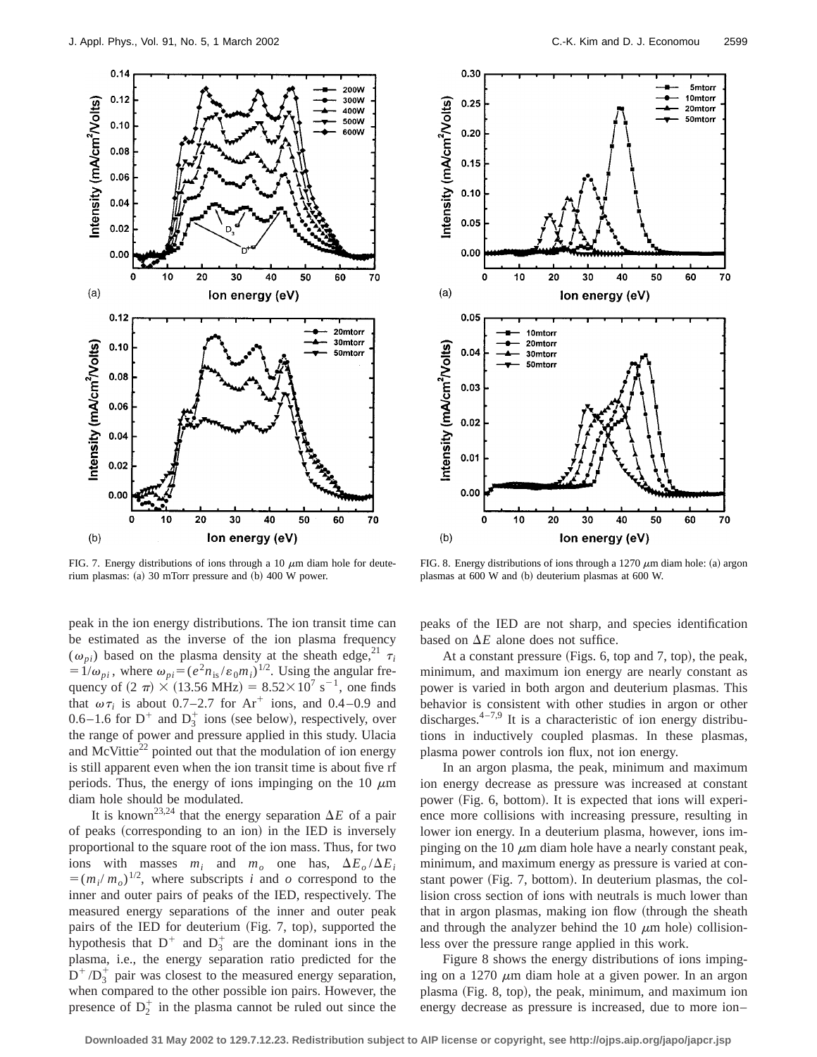FIG. 7. Energy distributions of ions through a 10 $\mu$m diam hole for deuterium plasmas: (a) 30 mTorr pressure and (b) 400 W power.

FIG. 8. Energy distributions of ions through a 1270 $\mu$m diam hole: (a) argon plasmas at 600 W and (b) deuterium plasmas at 600 W.

peak in the ion energy distributions. The ion transit time can be estimated as the inverse of the ion plasma frequency ($\omega_{pi}$) based on the plasma density at the sheath edge,[21] $\tau_i = 1/\omega_{pi}$, where $\omega_{pi} = (e^2 n_{is}/\varepsilon_0 m_i)^{1/2}$. Using the angular frequency of $(2\pi) \times (13.56\ \text{MHz}) = 8.52\times10^7\ \text{s}^{-1}$, one finds that $\omega\tau_i$ is about 0.7–2.7 for $Ar^+$ ions, and 0.4–0.9 and 0.6–1.6 for $D^+$ and $D_3^+$ ions (see below), respectively, over the range of power and pressure applied in this study. Ulacia and McVittie[22] pointed out that the modulation of ion energy is still apparent even when the ion transit time is about five rf periods. Thus, the energy of ions impinging on the 10 $\mu$m diam hole should be modulated.

It is known[23,24] that the energy separation $\Delta E$ of a pair of peaks (corresponding to an ion) in the IED is inversely proportional to the square root of the ion mass. Thus, for two ions with masses $m_i$ and $m_o$ one has, $\Delta E_o/\Delta E_i = (m_i/m_o)^{1/2}$, where subscripts $i$ and $o$ correspond to the inner and outer pairs of peaks of the IED, respectively. The measured energy separations of the inner and outer peak pairs of the IED for deuterium (Fig. 7, top), supported the hypothesis that $D^+$ and $D_3^+$ are the dominant ions in the plasma, i.e., the energy separation ratio predicted for the $D^+/D_3^+$ pair was closest to the measured energy separation, when compared to the other possible ion pairs. However, the presence of $D_2^+$ in the plasma cannot be ruled out since the peaks of the IED are not sharp, and species identification based on $\Delta E$ alone does not suffice.

At a constant pressure (Figs. 6, top and 7, top), the peak, minimum, and maximum ion energy are nearly constant as power is varied in both argon and deuterium plasmas. This behavior is consistent with other studies in argon or other discharges.[4–7,9] It is a characteristic of ion energy distributions in inductively coupled plasmas. In these plasmas, plasma power controls ion flux, not ion energy.

In an argon plasma, the peak, minimum and maximum ion energy decrease as pressure was increased at constant power (Fig. 6, bottom). It is expected that ions will experience more collisions with increasing pressure, resulting in lower ion energy. In a deuterium plasma, however, ions impinging on the 10 $\mu$m diam hole have a nearly constant peak, minimum, and maximum energy as pressure is varied at constant power (Fig. 7, bottom). In deuterium plasmas, the collision cross section of ions with neutrals is much lower than that in argon plasmas, making ion flow (through the sheath and through the analyzer behind the 10 $\mu$m hole) collisionless over the pressure range applied in this work.

Figure 8 shows the energy distributions of ions impinging on a 1270 $\mu$m diam hole at a given power. In an argon plasma (Fig. 8, top), the peak, minimum, and maximum ion energy decrease as pressure is increased, due to more ion–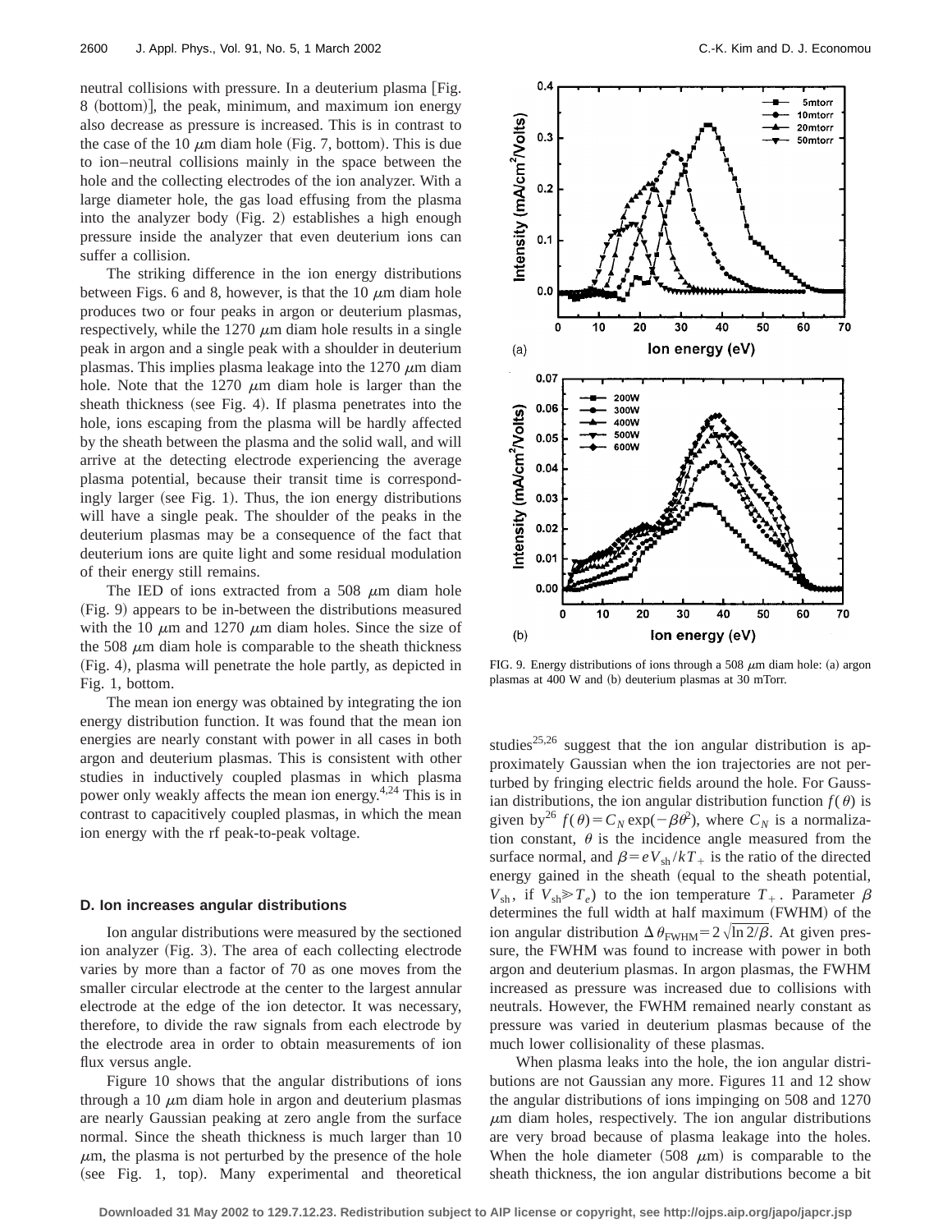neutral collisions with pressure. In a deuterium plasma [Fig. 8 (bottom)], the peak, minimum, and maximum ion energy also decrease as pressure is increased. This is in contrast to the case of the 10 $\mu$m diam hole (Fig. 7, bottom). This is due to ion–neutral collisions mainly in the space between the hole and the collecting electrodes of the ion analyzer. With a large diameter hole, the gas load effusing from the plasma into the analyzer body (Fig. 2) establishes a high enough pressure inside the analyzer that even deuterium ions can suffer a collision.

The striking difference in the ion energy distributions between Figs. 6 and 8, however, is that the 10 $\mu$m diam hole produces two or four peaks in argon or deuterium plasmas, respectively, while the 1270 $\mu$m diam hole results in a single peak in argon and a single peak with a shoulder in deuterium plasmas. This implies plasma leakage into the 1270 $\mu$m diam hole. Note that the 1270 $\mu$m diam hole is larger than the sheath thickness (see Fig. 4). If plasma penetrates into the hole, ions escaping from the plasma will be hardly affected by the sheath between the plasma and the solid wall, and will arrive at the detecting electrode experiencing the average plasma potential, because their transit time is correspondingly larger (see Fig. 1). Thus, the ion energy distributions will have a single peak. The shoulder of the peaks in the deuterium plasmas may be a consequence of the fact that deuterium ions are quite light and some residual modulation of their energy still remains.

The IED of ions extracted from a 508 $\mu$m diam hole (Fig. 9) appears to be in-between the distributions measured with the 10 $\mu$m and 1270 $\mu$m diam holes. Since the size of the 508 $\mu$m diam hole is comparable to the sheath thickness (Fig. 4), plasma will penetrate the hole partly, as depicted in Fig. 1, bottom.

The mean ion energy was obtained by integrating the ion energy distribution function. It was found that the mean ion energies are nearly constant with power in all cases in both argon and deuterium plasmas. This is consistent with other studies in inductively coupled plasmas in which plasma power only weakly affects the mean ion energy.[4,24] This is in contrast to capacitively coupled plasmas, in which the mean ion energy with the rf peak-to-peak voltage.

FIG. 9. Energy distributions of ions through a 508 $\mu$m diam hole: (a) argon plasmas at 400 W and (b) deuterium plasmas at 30 mTorr.

### D. Ion increases angular distributions

Ion angular distributions were measured by the sectioned ion analyzer (Fig. 3). The area of each collecting electrode varies by more than a factor of 70 as one moves from the smaller circular electrode at the center to the largest annular electrode at the edge of the ion detector. It was necessary, therefore, to divide the raw signals from each electrode by the electrode area in order to obtain measurements of ion flux versus angle.

Figure 10 shows that the angular distributions of ions through a 10 $\mu$m diam hole in argon and deuterium plasmas are nearly Gaussian peaking at zero angle from the surface normal. Since the sheath thickness is much larger than 10 $\mu$m, the plasma is not perturbed by the presence of the hole (see Fig. 1, top). Many experimental and theoretical studies[25,26] suggest that the ion angular distribution is approximately Gaussian when the ion trajectories are not perturbed by fringing electric fields around the hole. For Gaussian distributions, the ion angular distribution function $f(\theta)$ is given by[26] $f(\theta)=C_N \exp(-\beta\theta^2)$, where $C_N$ is a normalization constant, $\theta$ is the incidence angle measured from the surface normal, and $\beta=eV_{\rm sh}/kT_+$ is the ratio of the directed energy gained in the sheath (equal to the sheath potential, $V_{\rm sh}$, if $V_{\rm sh}\gg T_e$) to the ion temperature $T_+$. Parameter $\beta$ determines the full width at half maximum (FWHM) of the ion angular distribution $\Delta\theta_{\rm FWHM}=2\sqrt{\ln 2/\beta}$. At given pressure, the FWHM was found to increase with power in both argon and deuterium plasmas. In argon plasmas, the FWHM increased as pressure was increased due to collisions with neutrals. However, the FWHM remained nearly constant as pressure was varied in deuterium plasmas because of the much lower collisionality of these plasmas.

When plasma leaks into the hole, the ion angular distributions are not Gaussian any more. Figures 11 and 12 show the angular distributions of ions impinging on 508 and 1270 $\mu$m diam holes, respectively. The ion angular distributions are very broad because of plasma leakage into the holes. When the hole diameter (508 $\mu$m) is comparable to the sheath thickness, the ion angular distributions become a bit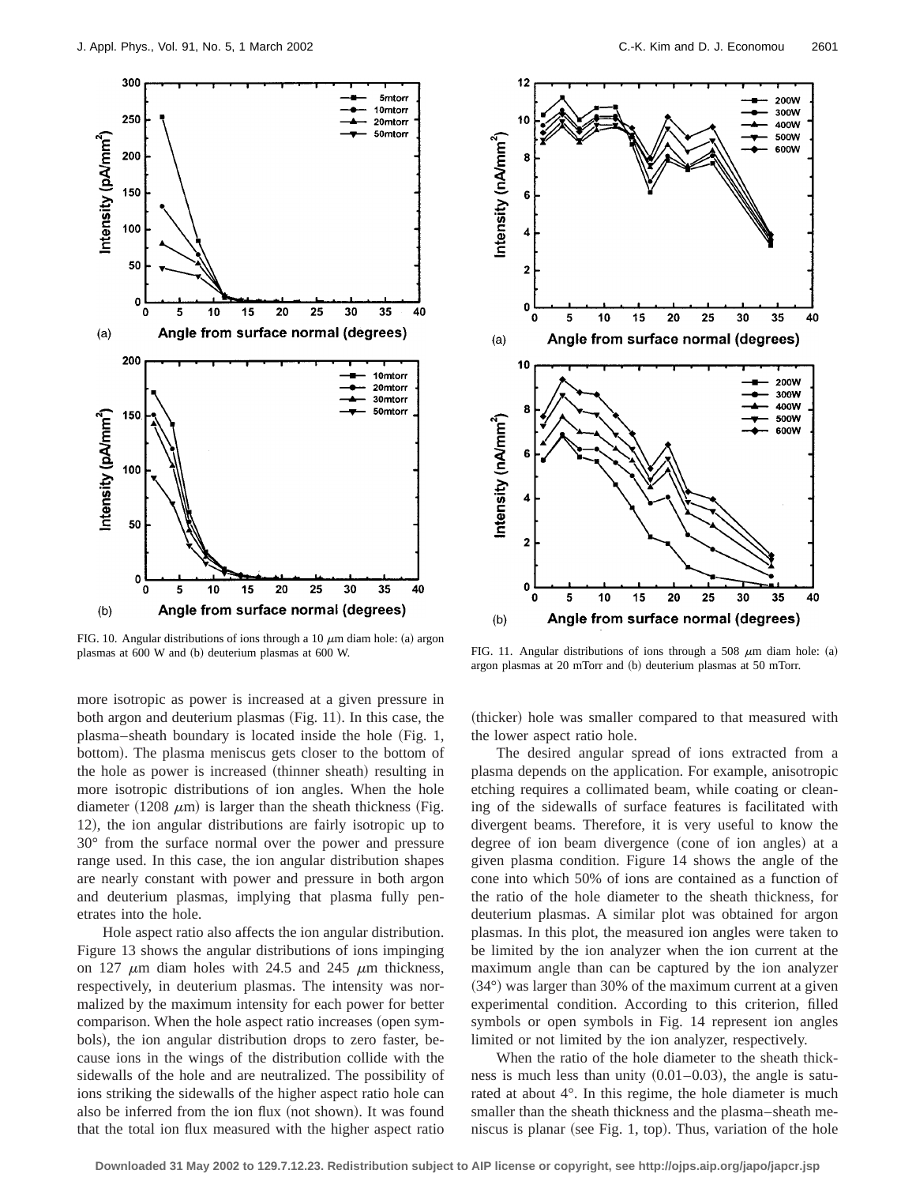FIG. 10. Angular distributions of ions through a 10 μm diam hole: (a) argon plasmas at 600 W and (b) deuterium plasmas at 600 W.

FIG. 11. Angular distributions of ions through a 508 μm diam hole: (a) argon plasmas at 20 mTorr and (b) deuterium plasmas at 50 mTorr.

more isotropic as power is increased at a given pressure in both argon and deuterium plasmas (Fig. 11). In this case, the plasma–sheath boundary is located inside the hole (Fig. 1, bottom). The plasma meniscus gets closer to the bottom of the hole as power is increased (thinner sheath) resulting in more isotropic distributions of ion angles. When the hole diameter (1208 μm) is larger than the sheath thickness (Fig. 12), the ion angular distributions are fairly isotropic up to 30° from the surface normal over the power and pressure range used. In this case, the ion angular distribution shapes are nearly constant with power and pressure in both argon and deuterium plasmas, implying that plasma fully penetrates into the hole.

Hole aspect ratio also affects the ion angular distribution. Figure 13 shows the angular distributions of ions impinging on 127 μm diam holes with 24.5 and 245 μm thickness, respectively, in deuterium plasmas. The intensity was normalized by the maximum intensity for each power for better comparison. When the hole aspect ratio increases (open symbols), the ion angular distribution drops to zero faster, because ions in the wings of the distribution collide with the sidewalls of the hole and are neutralized. The possibility of ions striking the sidewalls of the higher aspect ratio hole can also be inferred from the ion flux (not shown). It was found that the total ion flux measured with the higher aspect ratio (thicker) hole was smaller compared to that measured with the lower aspect ratio hole.

The desired angular spread of ions extracted from a plasma depends on the application. For example, anisotropic etching requires a collimated beam, while coating or cleaning of the sidewalls of surface features is facilitated with divergent beams. Therefore, it is very useful to know the degree of ion beam divergence (cone of ion angles) at a given plasma condition. Figure 14 shows the angle of the cone into which 50% of ions are contained as a function of the ratio of the hole diameter to the sheath thickness, for deuterium plasmas. A similar plot was obtained for argon plasmas. In this plot, the measured ion angles were taken to be limited by the ion analyzer when the ion current at the maximum angle than can be captured by the ion analyzer (34°) was larger than 30% of the maximum current at a given experimental condition. According to this criterion, filled symbols or open symbols in Fig. 14 represent ion angles limited or not limited by the ion analyzer, respectively.

When the ratio of the hole diameter to the sheath thickness is much less than unity (0.01–0.03), the angle is saturated at about 4°. In this regime, the hole diameter is much smaller than the sheath thickness and the plasma–sheath meniscus is planar (see Fig. 1, top). Thus, variation of the hole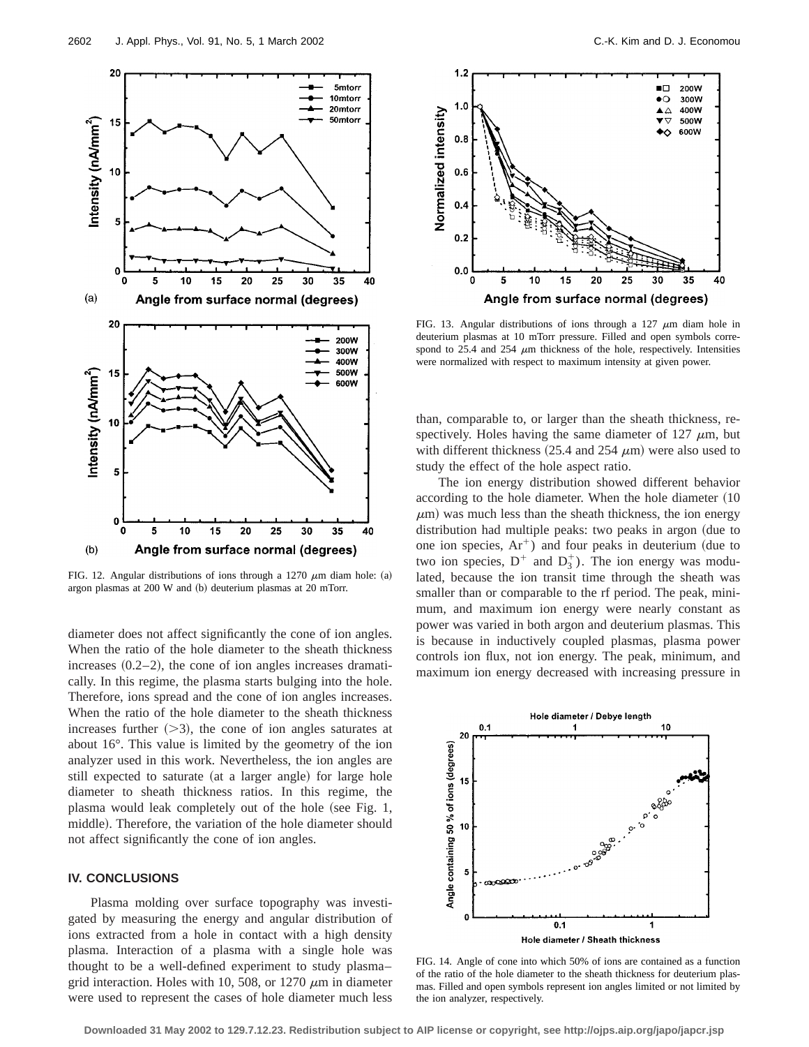FIG. 12. Angular distributions of ions through a 1270 $\mu$m diam hole: (a) argon plasmas at 200 W and (b) deuterium plasmas at 20 mTorr.

diameter does not affect significantly the cone of ion angles. When the ratio of the hole diameter to the sheath thickness increases (0.2–2), the cone of ion angles increases dramatically. In this regime, the plasma starts bulging into the hole. Therefore, ions spread and the cone of ion angles increases. When the ratio of the hole diameter to the sheath thickness increases further (>3), the cone of ion angles saturates at about 16°. This value is limited by the geometry of the ion analyzer used in this work. Nevertheless, the ion angles are still expected to saturate (at a larger angle) for large hole diameter to sheath thickness ratios. In this regime, the plasma would leak completely out of the hole (see Fig. 1, middle). Therefore, the variation of the hole diameter should not affect significantly the cone of ion angles.

## IV. CONCLUSIONS

Plasma molding over surface topography was investigated by measuring the energy and angular distribution of ions extracted from a hole in contact with a high density plasma. Interaction of a plasma with a single hole was thought to be a well-defined experiment to study plasma–grid interaction. Holes with 10, 508, or 1270 $\mu$m in diameter were used to represent the cases of hole diameter much less than, comparable to, or larger than the sheath thickness, respectively. Holes having the same diameter of 127 $\mu$m, but with different thickness (25.4 and 254 $\mu$m) were also used to study the effect of the hole aspect ratio.

The ion energy distribution showed different behavior according to the hole diameter. When the hole diameter (10 $\mu$m) was much less than the sheath thickness, the ion energy distribution had multiple peaks: two peaks in argon (due to one ion species, $Ar^+$) and four peaks in deuterium (due to two ion species, $D^+$ and $D_3^+$). The ion energy was modulated, because the ion transit time through the sheath was smaller than or comparable to the rf period. The peak, minimum, and maximum ion energy were nearly constant as power was varied in both argon and deuterium plasmas. This is because in inductively coupled plasmas, plasma power controls ion flux, not ion energy. The peak, minimum, and maximum ion energy decreased with increasing pressure in

FIG. 13. Angular distributions of ions through a 127 $\mu$m diam hole in deuterium plasmas at 10 mTorr pressure. Filled and open symbols correspond to 25.4 and 254 $\mu$m thickness of the hole, respectively. Intensities were normalized with respect to maximum intensity at given power.

FIG. 14. Angle of cone into which 50% of ions are contained as a function of the ratio of the hole diameter to the sheath thickness for deuterium plasmas. Filled and open symbols represent ion angles limited or not limited by the ion analyzer, respectively.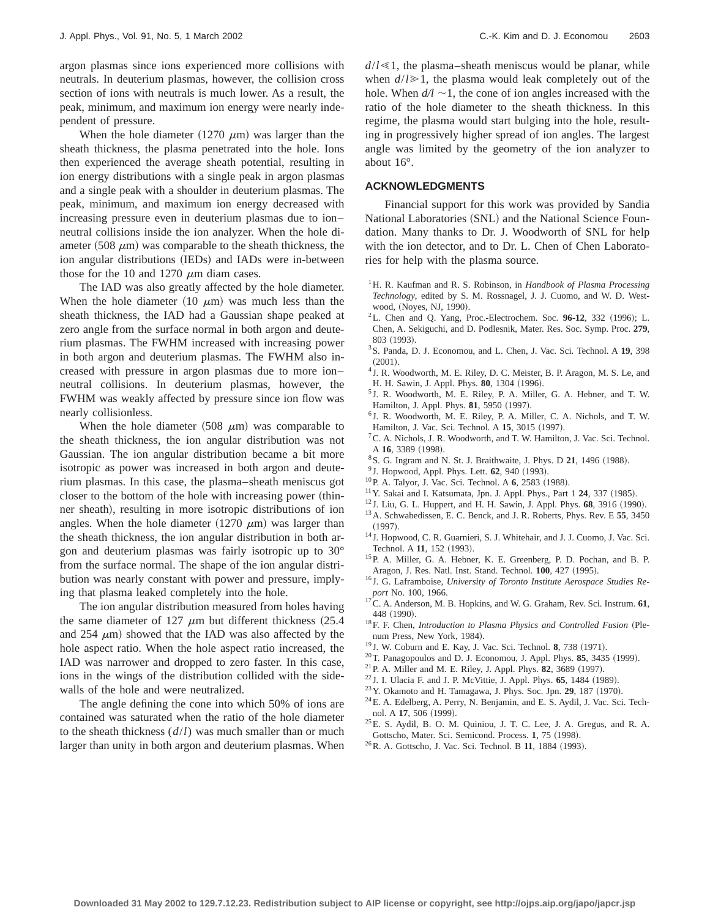argon plasmas since ions experienced more collisions with neutrals. In deuterium plasmas, however, the collision cross section of ions with neutrals is much lower. As a result, the peak, minimum, and maximum ion energy were nearly independent of pressure.

When the hole diameter (1270 $\mu$m) was larger than the sheath thickness, the plasma penetrated into the hole. Ions then experienced the average sheath potential, resulting in ion energy distributions with a single peak in argon plasmas and a single peak with a shoulder in deuterium plasmas. The peak, minimum, and maximum ion energy decreased with increasing pressure even in deuterium plasmas due to ion–neutral collisions inside the ion analyzer. When the hole diameter (508 $\mu$m) was comparable to the sheath thickness, the ion angular distributions (IEDs) and IADs were in-between those for the 10 and 1270 $\mu$m diam cases.

The IAD was also greatly affected by the hole diameter. When the hole diameter (10 $\mu$m) was much less than the sheath thickness, the IAD had a Gaussian shape peaked at zero angle from the surface normal in both argon and deuterium plasmas. The FWHM increased with increasing power in both argon and deuterium plasmas. The FWHM also increased with pressure in argon plasmas due to more ion–neutral collisions. In deuterium plasmas, however, the FWHM was weakly affected by pressure since ion flow was nearly collisionless.

When the hole diameter (508 $\mu$m) was comparable to the sheath thickness, the ion angular distribution was not Gaussian. The ion angular distribution became a bit more isotropic as power was increased in both argon and deuterium plasmas. In this case, the plasma–sheath meniscus got closer to the bottom of the hole with increasing power (thinner sheath), resulting in more isotropic distributions of ion angles. When the hole diameter (1270 $\mu$m) was larger than the sheath thickness, the ion angular distribution in both argon and deuterium plasmas was fairly isotropic up to 30° from the surface normal. The shape of the ion angular distribution was nearly constant with power and pressure, implying that plasma leaked completely into the hole.

The ion angular distribution measured from holes having the same diameter of 127 $\mu$m but different thickness (25.4 and 254 $\mu$m) showed that the IAD was also affected by the hole aspect ratio. When the hole aspect ratio increased, the IAD was narrower and dropped to zero faster. In this case, ions in the wings of the distribution collided with the sidewalls of the hole and were neutralized.

The angle defining the cone into which 50% of ions are contained was saturated when the ratio of the hole diameter to the sheath thickness ($d/l$) was much smaller than or much larger than unity in both argon and deuterium plasmas. When $d/l \ll 1$, the plasma–sheath meniscus would be planar, while when $d/l \gg 1$, the plasma would leak completely out of the hole. When $d/l \sim 1$, the cone of ion angles increased with the ratio of the hole diameter to the sheath thickness. In this regime, the plasma would start bulging into the hole, resulting in progressively higher spread of ion angles. The largest angle was limited by the geometry of the ion analyzer to about 16°.

## ACKNOWLEDGMENTS

Financial support for this work was provided by Sandia National Laboratories (SNL) and the National Science Foundation. Many thanks to Dr. J. Woodworth of SNL for help with the ion detector, and to Dr. L. Chen of Chen Laboratories for help with the plasma source.

[1] H. R. Kaufman and R. S. Robinson, in *Handbook of Plasma Processing Technology*, edited by S. M. Rossnagel, J. J. Cuomo, and W. D. Westwood, (Noyes, NJ, 1990).

[2] L. Chen and Q. Yang, Proc.-Electrochem. Soc. **96-12**, 332 (1996); L. Chen, A. Sekiguchi, and D. Podlesnik, Mater. Res. Soc. Symp. Proc. **279**, 803 (1993).

[3] S. Panda, D. J. Economou, and L. Chen, J. Vac. Sci. Technol. A **19**, 398 (2001).

[4] J. R. Woodworth, M. E. Riley, D. C. Meister, B. P. Aragon, M. S. Le, and H. H. Sawin, J. Appl. Phys. **80**, 1304 (1996).

[5] J. R. Woodworth, M. E. Riley, P. A. Miller, G. A. Hebner, and T. W. Hamilton, J. Appl. Phys. **81**, 5950 (1997).

[6] J. R. Woodworth, M. E. Riley, P. A. Miller, C. A. Nichols, and T. W. Hamilton, J. Vac. Sci. Technol. A **15**, 3015 (1997).

[7] C. A. Nichols, J. R. Woodworth, and T. W. Hamilton, J. Vac. Sci. Technol. A **16**, 3389 (1998).

[8] S. G. Ingram and N. St. J. Braithwaite, J. Phys. D **21**, 1496 (1988).

[9] J. Hopwood, Appl. Phys. Lett. **62**, 940 (1993).

[10] P. A. Talyor, J. Vac. Sci. Technol. A **6**, 2583 (1988).

[11] Y. Sakai and I. Katsumata, Jpn. J. Appl. Phys., Part 1 **24**, 337 (1985).

[12] J. Liu, G. L. Huppert, and H. H. Sawin, J. Appl. Phys. **68**, 3916 (1990).

[13] A. Schwabedissen, E. C. Benck, and J. R. Roberts, Phys. Rev. E **55**, 3450 (1997).

[14] J. Hopwood, C. R. Guarnieri, S. J. Whitehair, and J. J. Cuomo, J. Vac. Sci. Technol. A **11**, 152 (1993).

[15] P. A. Miller, G. A. Hebner, K. E. Greenberg, P. D. Pochan, and B. P. Aragon, J. Res. Natl. Inst. Stand. Technol. **100**, 427 (1995).

[16] J. G. Laframboise, *University of Toronto Institute Aerospace Studies Report* No. 100, 1966.

[17] C. A. Anderson, M. B. Hopkins, and W. G. Graham, Rev. Sci. Instrum. **61**, 448 (1990).

[18] F. F. Chen, *Introduction to Plasma Physics and Controlled Fusion* (Plenum Press, New York, 1984).

[19] J. W. Coburn and E. Kay, J. Vac. Sci. Technol. **8**, 738 (1971).

[20] T. Panagopoulos and D. J. Economou, J. Appl. Phys. **85**, 3435 (1999).

[21] P. A. Miller and M. E. Riley, J. Appl. Phys. **82**, 3689 (1997).

[22] J. I. Ulacia F. and J. P. McVittie, J. Appl. Phys. **65**, 1484 (1989).

[23] Y. Okamoto and H. Tamagawa, J. Phys. Soc. Jpn. **29**, 187 (1970).

[24] E. A. Edelberg, A. Perry, N. Benjamin, and E. S. Aydil, J. Vac. Sci. Technol. A **17**, 506 (1999).

[25] E. S. Aydil, B. O. M. Quiniou, J. T. C. Lee, J. A. Gregus, and R. A. Gottscho, Mater. Sci. Semicond. Process. **1**, 75 (1998).

[26] R. A. Gottscho, J. Vac. Sci. Technol. B **11**, 1884 (1993).